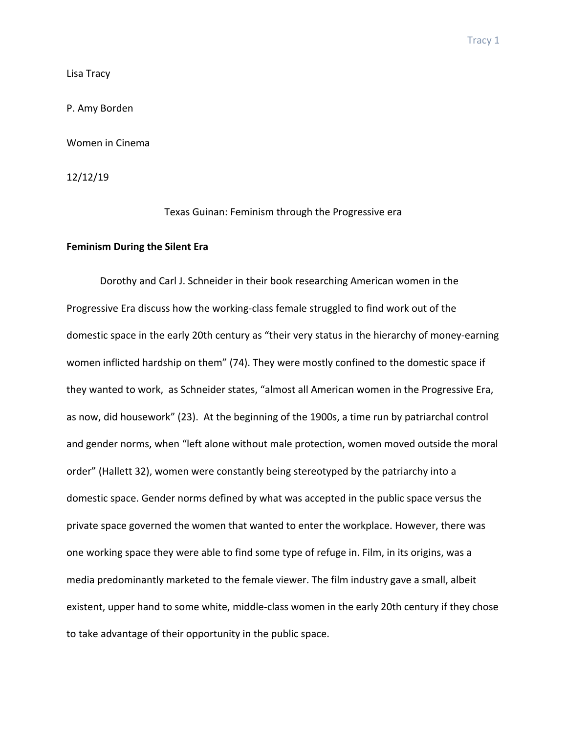Lisa Tracy

P. Amy Borden

Women in Cinema

12/12/19

# Texas Guinan: Feminism through the Progressive era

## Feminism During the Silent Era

Dorothy and Carl J. Schneider in their book researching American women in the Progressive Era discuss how the working-class female struggled to find work out of the domestic space in the early 20th century as "their very status in the hierarchy of money-earning women inflicted hardship on them" (74). They were mostly confined to the domestic space if they wanted to work, as Schneider states, "almost all American women in the Progressive Era, as now, did housework" (23). At the beginning of the 1900s, a time run by patriarchal control and gender norms, when "left alone without male protection, women moved outside the moral order" (Hallett 32), women were constantly being stereotyped by the patriarchy into a domestic space. Gender norms defined by what was accepted in the public space versus the private space governed the women that wanted to enter the workplace. However, there was one working space they were able to find some type of refuge in. Film, in its origins, was a media predominantly marketed to the female viewer. The film industry gave a small, albeit existent, upper hand to some white, middle-class women in the early 20th century if they chose to take advantage of their opportunity in the public space.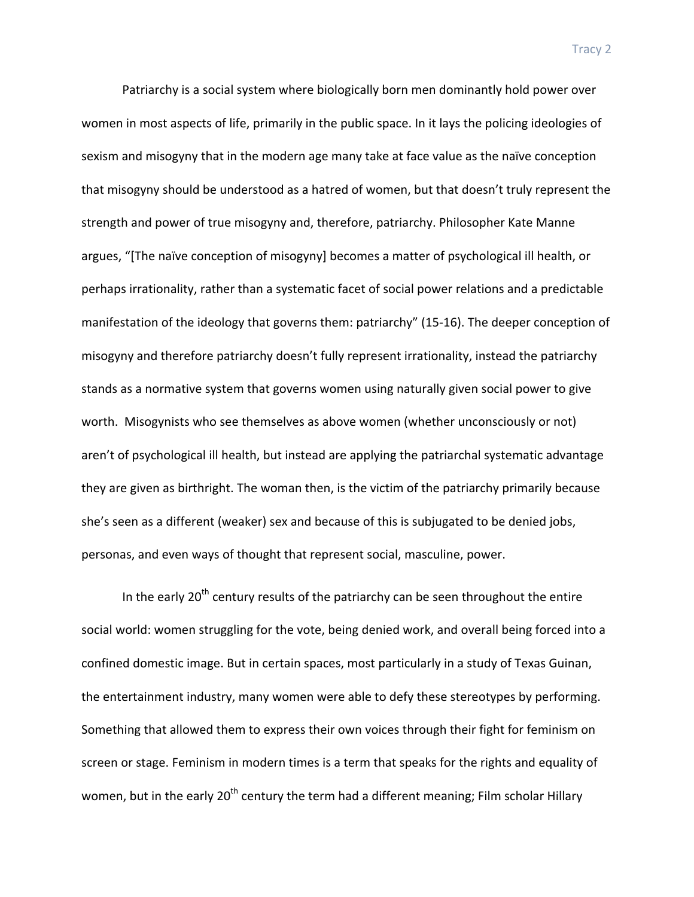Patriarchy is a social system where biologically born men dominantly hold power over women in most aspects of life, primarily in the public space. In it lays the policing ideologies of sexism and misogyny that in the modern age many take at face value as the naïve conception that misogyny should be understood as a hatred of women, but that doesn't truly represent the strength and power of true misogyny and, therefore, patriarchy. Philosopher Kate Manne argues, "[The naïve conception of misogyny] becomes a matter of psychological ill health, or perhaps irrationality, rather than a systematic facet of social power relations and a predictable manifestation of the ideology that governs them: patriarchy" (15-16). The deeper conception of misogyny and therefore patriarchy doesn't fully represent irrationality, instead the patriarchy stands as a normative system that governs women using naturally given social power to give worth. Misogynists who see themselves as above women (whether unconsciously or not) aren't of psychological ill health, but instead are applying the patriarchal systematic advantage they are given as birthright. The woman then, is the victim of the patriarchy primarily because she's seen as a different (weaker) sex and because of this is subjugated to be denied jobs, personas, and even ways of thought that represent social, masculine, power.

In the early 20th century results of the patriarchy can be seen throughout the entire social world: women struggling for the vote, being denied work, and overall being forced into a confined domestic image. But in certain spaces, most particularly in a study of Texas Guinan, the entertainment industry, many women were able to defy these stereotypes by performing. Something that allowed them to express their own voices through their fight for feminism on screen or stage. Feminism in modern times is a term that speaks for the rights and equality of women, but in the early 20th century the term had a different meaning; Film scholar Hillary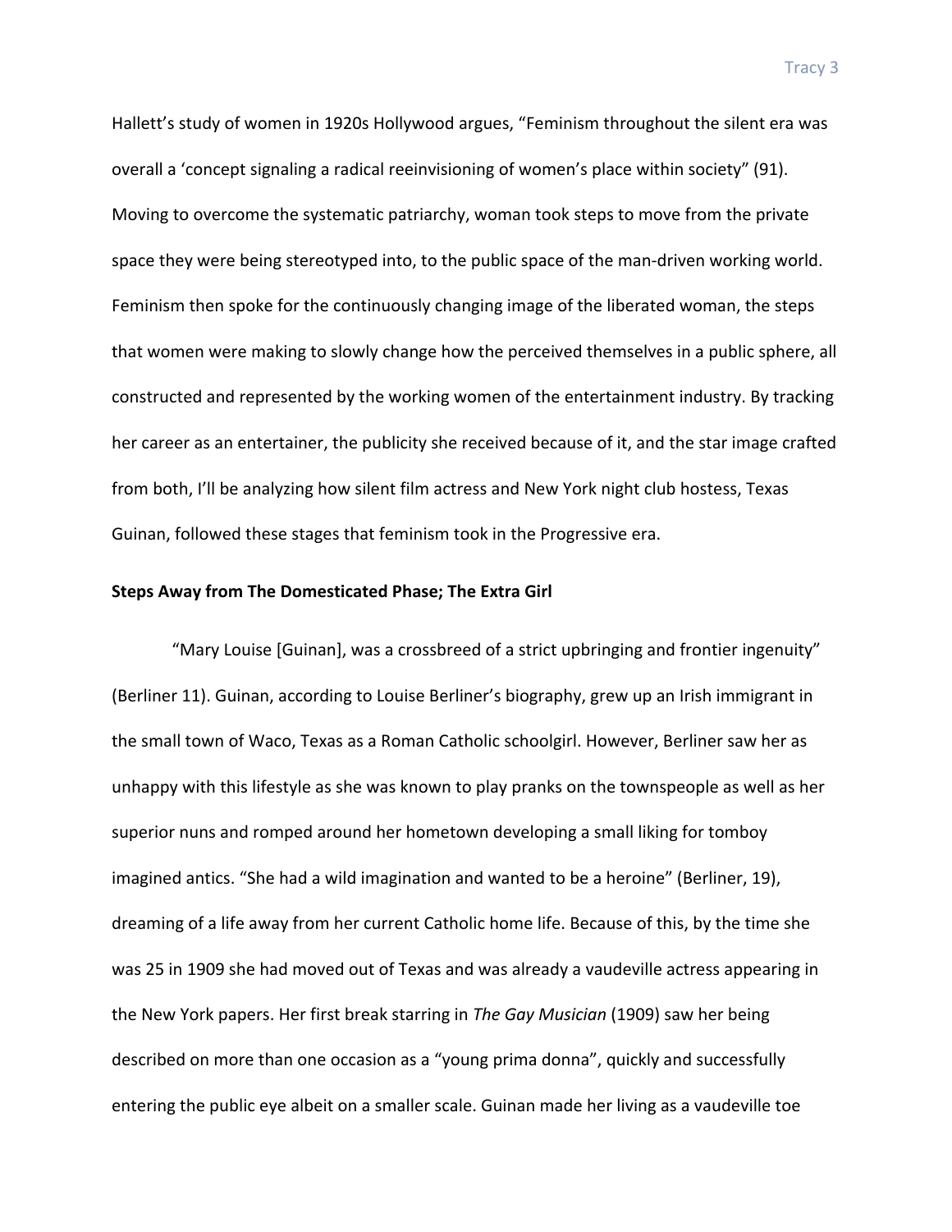Hallett's study of women in 1920s Hollywood argues, "Feminism throughout the silent era was overall a 'concept signaling a radical reeinvisioning of women's place within society" (91). Moving to overcome the systematic patriarchy, woman took steps to move from the private space they were being stereotyped into, to the public space of the man-driven working world. Feminism then spoke for the continuously changing image of the liberated woman, the steps that women were making to slowly change how the perceived themselves in a public sphere, all constructed and represented by the working women of the entertainment industry. By tracking her career as an entertainer, the publicity she received because of it, and the star image crafted from both, I'll be analyzing how silent film actress and New York night club hostess, Texas Guinan, followed these stages that feminism took in the Progressive era.

**Steps Away from The Domesticated Phase; The Extra Girl**

"Mary Louise [Guinan], was a crossbreed of a strict upbringing and frontier ingenuity" (Berliner 11). Guinan, according to Louise Berliner's biography, grew up an Irish immigrant in the small town of Waco, Texas as a Roman Catholic schoolgirl. However, Berliner saw her as unhappy with this lifestyle as she was known to play pranks on the townspeople as well as her superior nuns and romped around her hometown developing a small liking for tomboy imagined antics. "She had a wild imagination and wanted to be a heroine" (Berliner, 19), dreaming of a life away from her current Catholic home life. Because of this, by the time she was 25 in 1909 she had moved out of Texas and was already a vaudeville actress appearing in the New York papers. Her first break starring in *The Gay Musician* (1909) saw her being described on more than one occasion as a "young prima donna", quickly and successfully entering the public eye albeit on a smaller scale. Guinan made her living as a vaudeville toe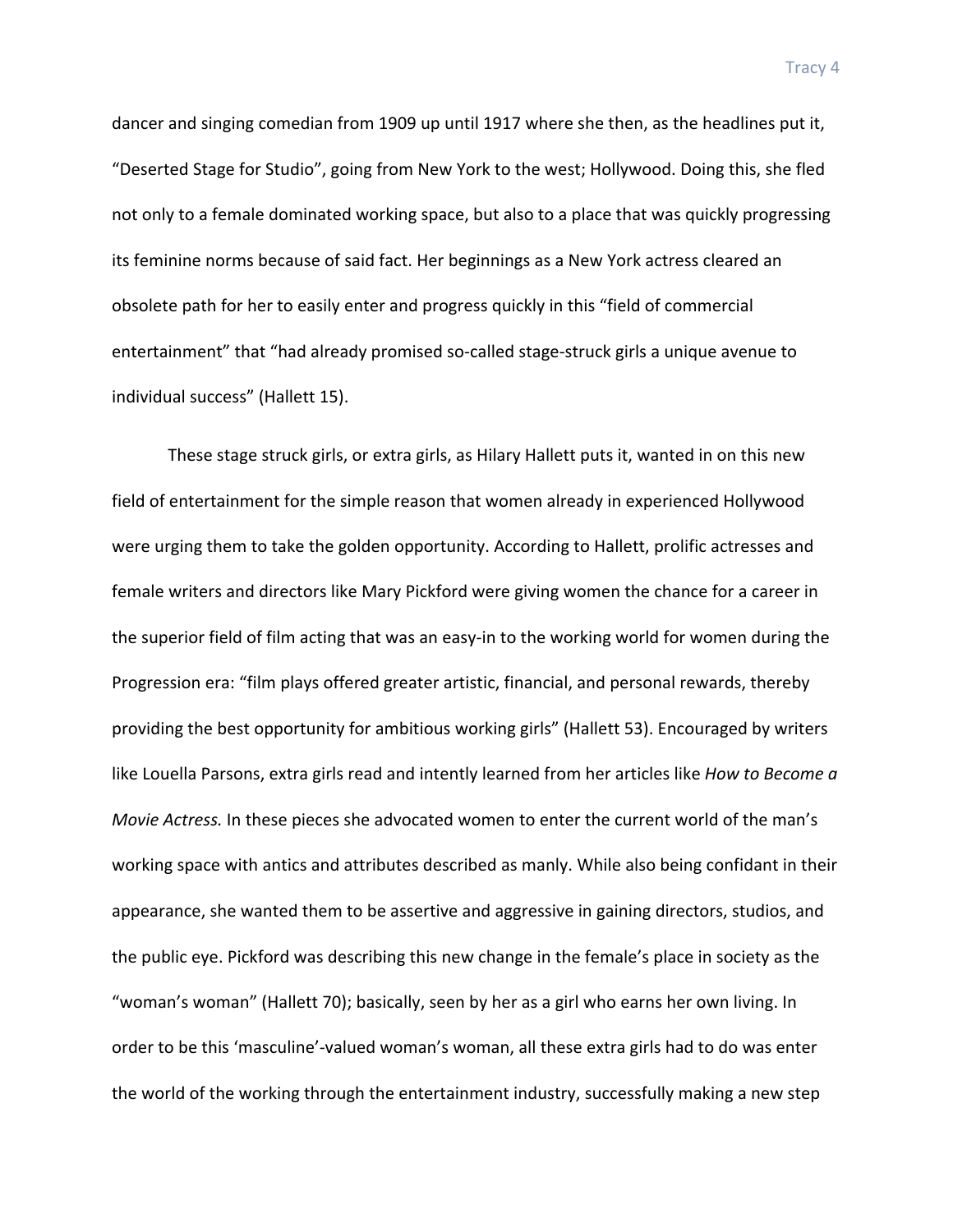dancer and singing comedian from 1909 up until 1917 where she then, as the headlines put it, "Deserted Stage for Studio", going from New York to the west; Hollywood. Doing this, she fled not only to a female dominated working space, but also to a place that was quickly progressing its feminine norms because of said fact. Her beginnings as a New York actress cleared an obsolete path for her to easily enter and progress quickly in this "field of commercial entertainment" that "had already promised so-called stage-struck girls a unique avenue to individual success" (Hallett 15).

These stage struck girls, or extra girls, as Hilary Hallett puts it, wanted in on this new field of entertainment for the simple reason that women already in experienced Hollywood were urging them to take the golden opportunity. According to Hallett, prolific actresses and female writers and directors like Mary Pickford were giving women the chance for a career in the superior field of film acting that was an easy-in to the working world for women during the Progression era: "film plays offered greater artistic, financial, and personal rewards, thereby providing the best opportunity for ambitious working girls" (Hallett 53). Encouraged by writers like Louella Parsons, extra girls read and intently learned from her articles like *How to Become a Movie Actress.* In these pieces she advocated women to enter the current world of the man's working space with antics and attributes described as manly. While also being confidant in their appearance, she wanted them to be assertive and aggressive in gaining directors, studios, and the public eye. Pickford was describing this new change in the female's place in society as the "woman's woman" (Hallett 70); basically, seen by her as a girl who earns her own living. In order to be this 'masculine'-valued woman's woman, all these extra girls had to do was enter the world of the working through the entertainment industry, successfully making a new step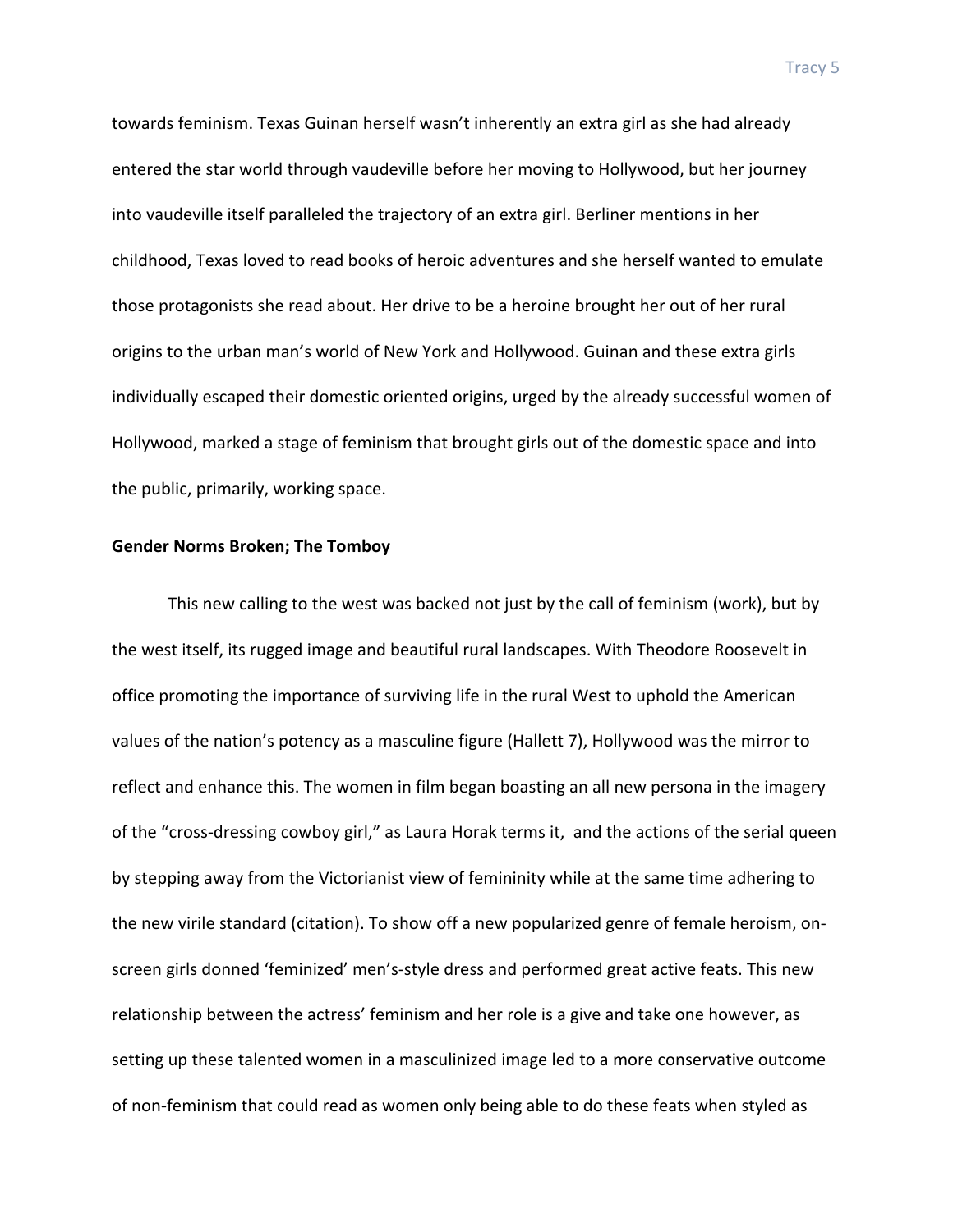towards feminism. Texas Guinan herself wasn't inherently an extra girl as she had already entered the star world through vaudeville before her moving to Hollywood, but her journey into vaudeville itself paralleled the trajectory of an extra girl. Berliner mentions in her childhood, Texas loved to read books of heroic adventures and she herself wanted to emulate those protagonists she read about. Her drive to be a heroine brought her out of her rural origins to the urban man's world of New York and Hollywood. Guinan and these extra girls individually escaped their domestic oriented origins, urged by the already successful women of Hollywood, marked a stage of feminism that brought girls out of the domestic space and into the public, primarily, working space.

**Gender Norms Broken; The Tomboy**

This new calling to the west was backed not just by the call of feminism (work), but by the west itself, its rugged image and beautiful rural landscapes. With Theodore Roosevelt in office promoting the importance of surviving life in the rural West to uphold the American values of the nation's potency as a masculine figure (Hallett 7), Hollywood was the mirror to reflect and enhance this. The women in film began boasting an all new persona in the imagery of the "cross-dressing cowboy girl," as Laura Horak terms it, and the actions of the serial queen by stepping away from the Victorianist view of femininity while at the same time adhering to the new virile standard (citation). To show off a new popularized genre of female heroism, on-screen girls donned 'feminized' men's-style dress and performed great active feats. This new relationship between the actress' feminism and her role is a give and take one however, as setting up these talented women in a masculinized image led to a more conservative outcome of non-feminism that could read as women only being able to do these feats when styled as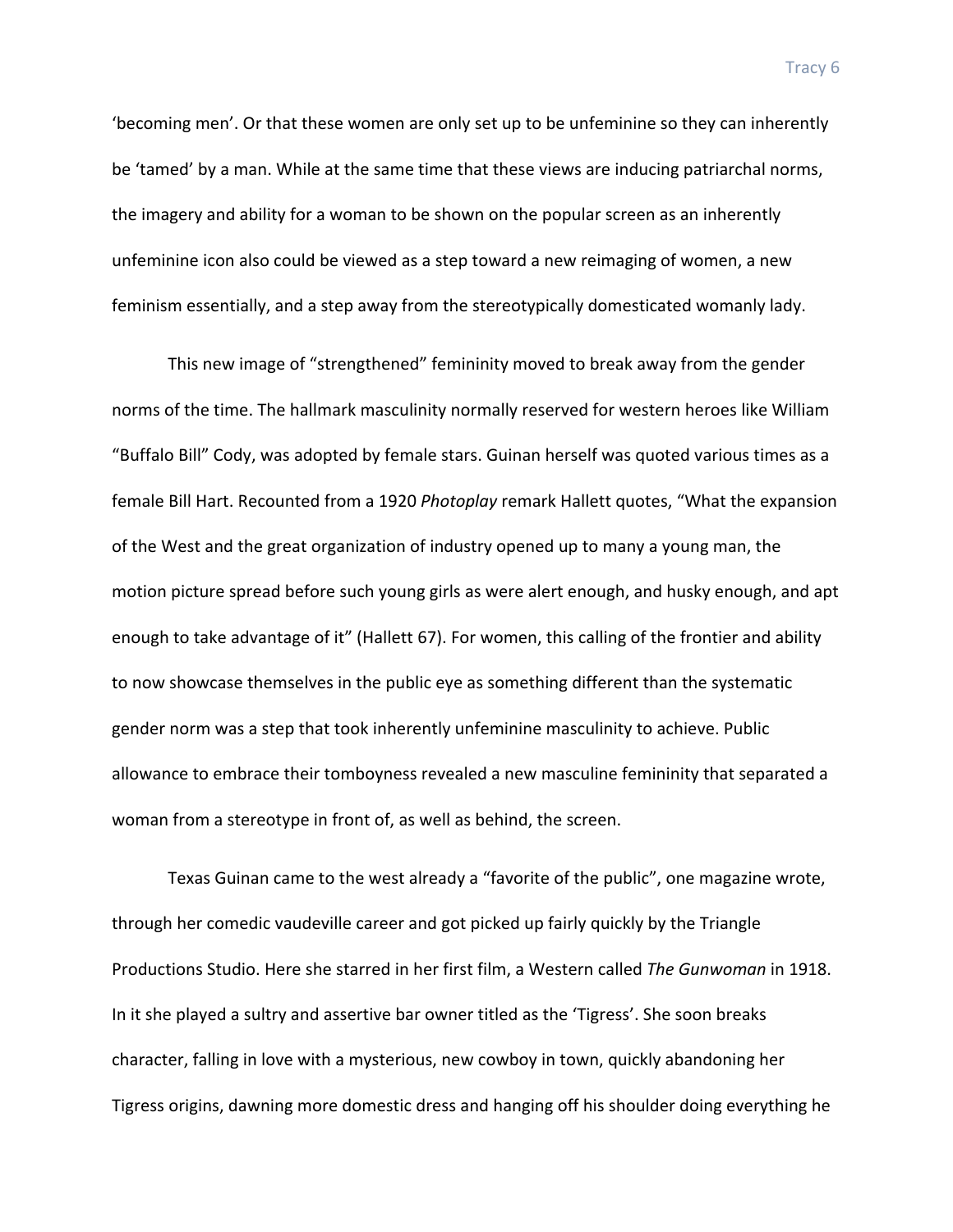'becoming men'. Or that these women are only set up to be unfeminine so they can inherently be 'tamed' by a man. While at the same time that these views are inducing patriarchal norms, the imagery and ability for a woman to be shown on the popular screen as an inherently unfeminine icon also could be viewed as a step toward a new reimaging of women, a new feminism essentially, and a step away from the stereotypically domesticated womanly lady.

This new image of "strengthened" femininity moved to break away from the gender norms of the time. The hallmark masculinity normally reserved for western heroes like William "Buffalo Bill" Cody, was adopted by female stars. Guinan herself was quoted various times as a female Bill Hart. Recounted from a 1920 *Photoplay* remark Hallett quotes, "What the expansion of the West and the great organization of industry opened up to many a young man, the motion picture spread before such young girls as were alert enough, and husky enough, and apt enough to take advantage of it" (Hallett 67). For women, this calling of the frontier and ability to now showcase themselves in the public eye as something different than the systematic gender norm was a step that took inherently unfeminine masculinity to achieve. Public allowance to embrace their tomboyness revealed a new masculine femininity that separated a woman from a stereotype in front of, as well as behind, the screen.

Texas Guinan came to the west already a "favorite of the public", one magazine wrote, through her comedic vaudeville career and got picked up fairly quickly by the Triangle Productions Studio. Here she starred in her first film, a Western called *The Gunwoman* in 1918. In it she played a sultry and assertive bar owner titled as the 'Tigress'. She soon breaks character, falling in love with a mysterious, new cowboy in town, quickly abandoning her Tigress origins, dawning more domestic dress and hanging off his shoulder doing everything he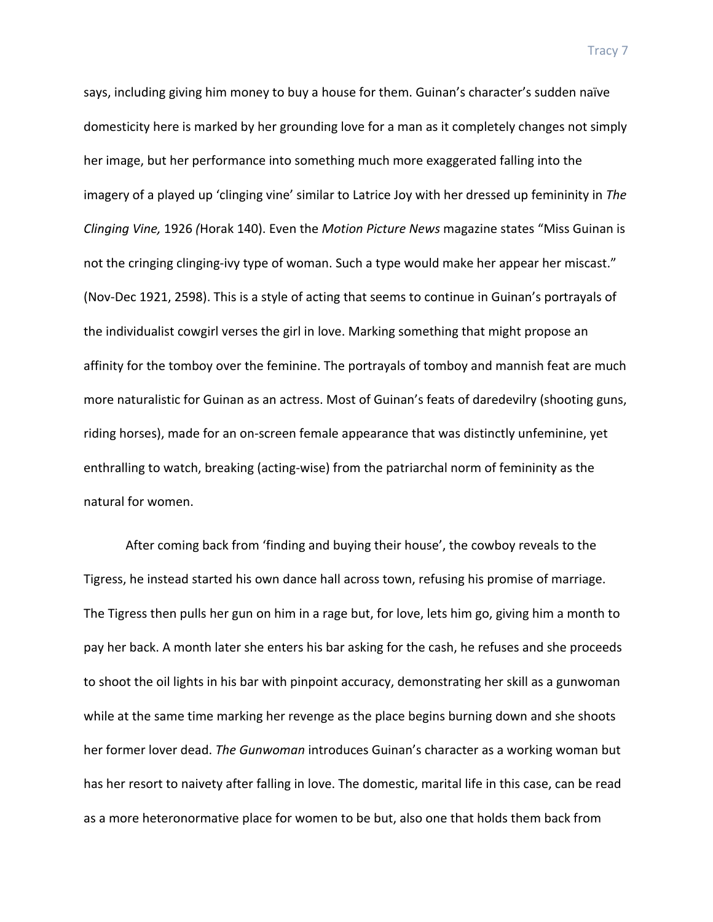says, including giving him money to buy a house for them. Guinan's character's sudden naïve domesticity here is marked by her grounding love for a man as it completely changes not simply her image, but her performance into something much more exaggerated falling into the imagery of a played up 'clinging vine' similar to Latrice Joy with her dressed up femininity in *The Clinging Vine,* 1926 *(*Horak 140). Even the *Motion Picture News* magazine states "Miss Guinan is not the cringing clinging-ivy type of woman. Such a type would make her appear her miscast." (Nov-Dec 1921, 2598). This is a style of acting that seems to continue in Guinan's portrayals of the individualist cowgirl verses the girl in love. Marking something that might propose an affinity for the tomboy over the feminine. The portrayals of tomboy and mannish feat are much more naturalistic for Guinan as an actress. Most of Guinan's feats of daredevilry (shooting guns, riding horses), made for an on-screen female appearance that was distinctly unfeminine, yet enthralling to watch, breaking (acting-wise) from the patriarchal norm of femininity as the natural for women.

After coming back from 'finding and buying their house', the cowboy reveals to the Tigress, he instead started his own dance hall across town, refusing his promise of marriage. The Tigress then pulls her gun on him in a rage but, for love, lets him go, giving him a month to pay her back. A month later she enters his bar asking for the cash, he refuses and she proceeds to shoot the oil lights in his bar with pinpoint accuracy, demonstrating her skill as a gunwoman while at the same time marking her revenge as the place begins burning down and she shoots her former lover dead. *The Gunwoman* introduces Guinan's character as a working woman but has her resort to naivety after falling in love. The domestic, marital life in this case, can be read as a more heteronormative place for women to be but, also one that holds them back from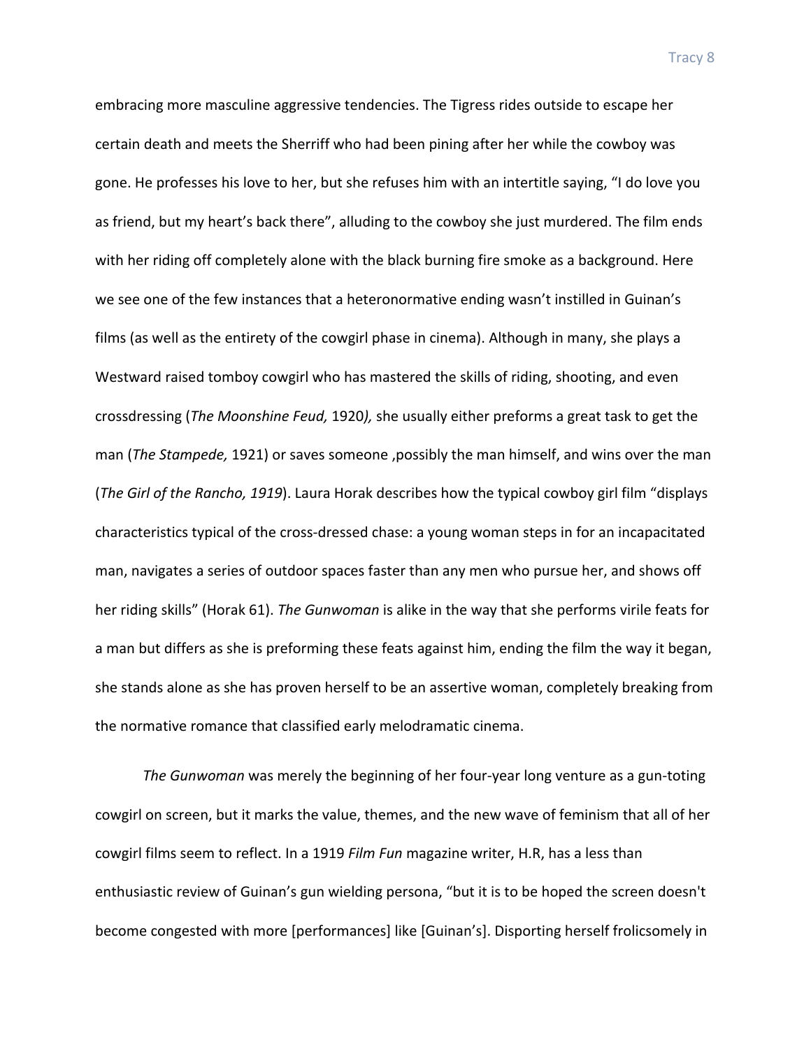embracing more masculine aggressive tendencies. The Tigress rides outside to escape her certain death and meets the Sherriff who had been pining after her while the cowboy was gone. He professes his love to her, but she refuses him with an intertitle saying, "I do love you as friend, but my heart's back there", alluding to the cowboy she just murdered. The film ends with her riding off completely alone with the black burning fire smoke as a background. Here we see one of the few instances that a heteronormative ending wasn't instilled in Guinan's films (as well as the entirety of the cowgirl phase in cinema). Although in many, she plays a Westward raised tomboy cowgirl who has mastered the skills of riding, shooting, and even crossdressing (*The Moonshine Feud,* 1920*),* she usually either preforms a great task to get the man (*The Stampede,* 1921) or saves someone ,possibly the man himself, and wins over the man (*The Girl of the Rancho, 1919*). Laura Horak describes how the typical cowboy girl film "displays characteristics typical of the cross-dressed chase: a young woman steps in for an incapacitated man, navigates a series of outdoor spaces faster than any men who pursue her, and shows off her riding skills" (Horak 61). *The Gunwoman* is alike in the way that she performs virile feats for a man but differs as she is preforming these feats against him, ending the film the way it began, she stands alone as she has proven herself to be an assertive woman, completely breaking from the normative romance that classified early melodramatic cinema.

*The Gunwoman* was merely the beginning of her four-year long venture as a gun-toting cowgirl on screen, but it marks the value, themes, and the new wave of feminism that all of her cowgirl films seem to reflect. In a 1919 *Film Fun* magazine writer, H.R, has a less than enthusiastic review of Guinan's gun wielding persona, "but it is to be hoped the screen doesn't become congested with more [performances] like [Guinan's]. Disporting herself frolicsomely in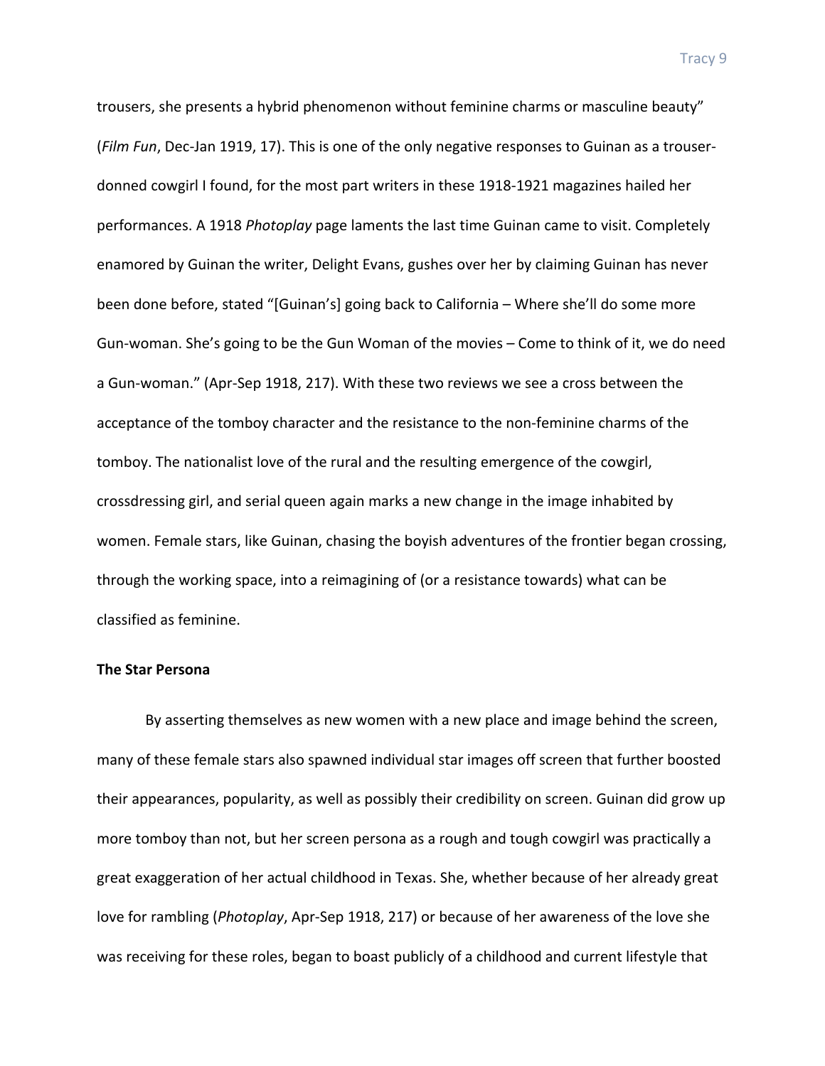trousers, she presents a hybrid phenomenon without feminine charms or masculine beauty" (*Film Fun*, Dec-Jan 1919, 17). This is one of the only negative responses to Guinan as a trouser-donned cowgirl I found, for the most part writers in these 1918-1921 magazines hailed her performances. A 1918 *Photoplay* page laments the last time Guinan came to visit. Completely enamored by Guinan the writer, Delight Evans, gushes over her by claiming Guinan has never been done before, stated "[Guinan's] going back to California – Where she'll do some more Gun-woman. She's going to be the Gun Woman of the movies – Come to think of it, we do need a Gun-woman." (Apr-Sep 1918, 217). With these two reviews we see a cross between the acceptance of the tomboy character and the resistance to the non-feminine charms of the tomboy. The nationalist love of the rural and the resulting emergence of the cowgirl, crossdressing girl, and serial queen again marks a new change in the image inhabited by women. Female stars, like Guinan, chasing the boyish adventures of the frontier began crossing, through the working space, into a reimagining of (or a resistance towards) what can be classified as feminine.

**The Star Persona**

By asserting themselves as new women with a new place and image behind the screen, many of these female stars also spawned individual star images off screen that further boosted their appearances, popularity, as well as possibly their credibility on screen. Guinan did grow up more tomboy than not, but her screen persona as a rough and tough cowgirl was practically a great exaggeration of her actual childhood in Texas. She, whether because of her already great love for rambling (*Photoplay*, Apr-Sep 1918, 217) or because of her awareness of the love she was receiving for these roles, began to boast publicly of a childhood and current lifestyle that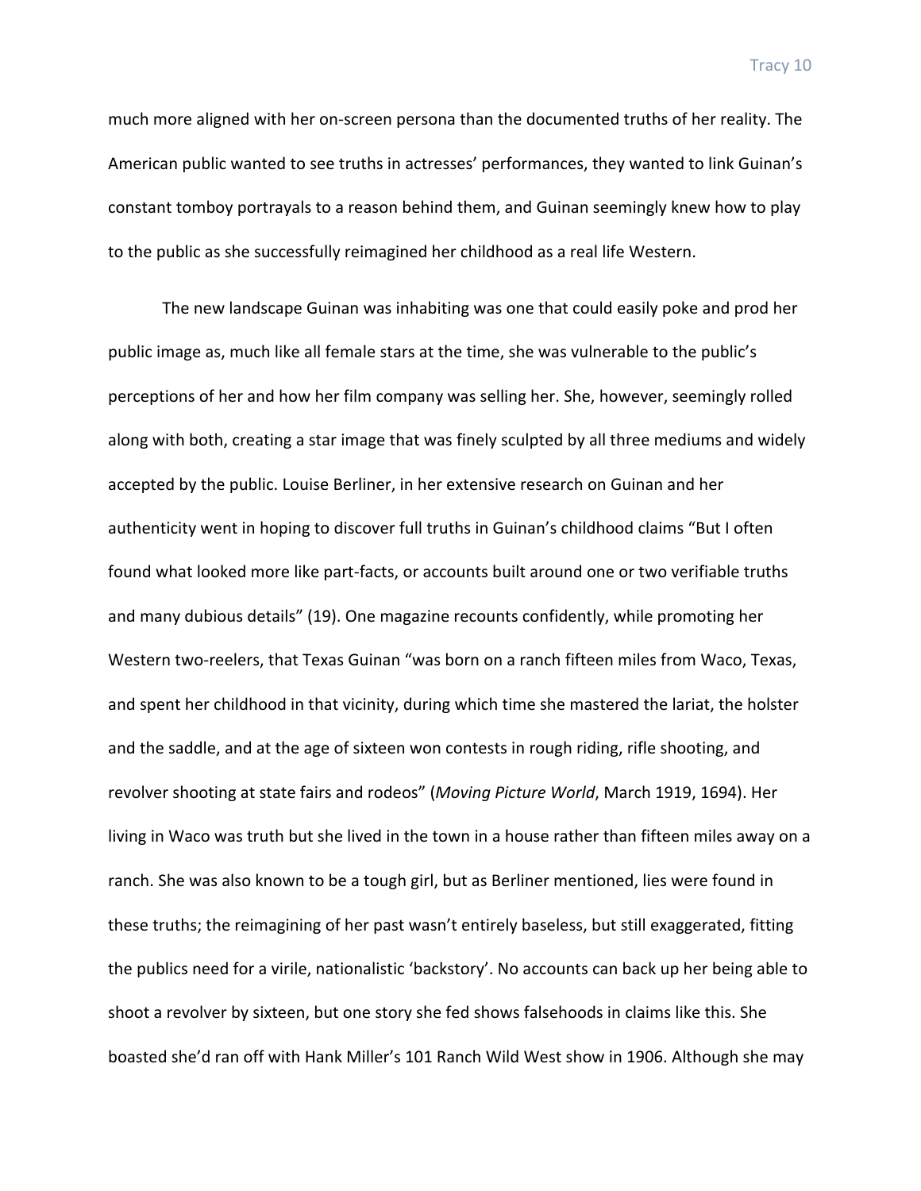much more aligned with her on-screen persona than the documented truths of her reality. The American public wanted to see truths in actresses' performances, they wanted to link Guinan's constant tomboy portrayals to a reason behind them, and Guinan seemingly knew how to play to the public as she successfully reimagined her childhood as a real life Western.

The new landscape Guinan was inhabiting was one that could easily poke and prod her public image as, much like all female stars at the time, she was vulnerable to the public's perceptions of her and how her film company was selling her. She, however, seemingly rolled along with both, creating a star image that was finely sculpted by all three mediums and widely accepted by the public. Louise Berliner, in her extensive research on Guinan and her authenticity went in hoping to discover full truths in Guinan's childhood claims "But I often found what looked more like part-facts, or accounts built around one or two verifiable truths and many dubious details" (19). One magazine recounts confidently, while promoting her Western two-reelers, that Texas Guinan "was born on a ranch fifteen miles from Waco, Texas, and spent her childhood in that vicinity, during which time she mastered the lariat, the holster and the saddle, and at the age of sixteen won contests in rough riding, rifle shooting, and revolver shooting at state fairs and rodeos" (*Moving Picture World*, March 1919, 1694). Her living in Waco was truth but she lived in the town in a house rather than fifteen miles away on a ranch. She was also known to be a tough girl, but as Berliner mentioned, lies were found in these truths; the reimagining of her past wasn't entirely baseless, but still exaggerated, fitting the publics need for a virile, nationalistic 'backstory'. No accounts can back up her being able to shoot a revolver by sixteen, but one story she fed shows falsehoods in claims like this. She boasted she'd ran off with Hank Miller's 101 Ranch Wild West show in 1906. Although she may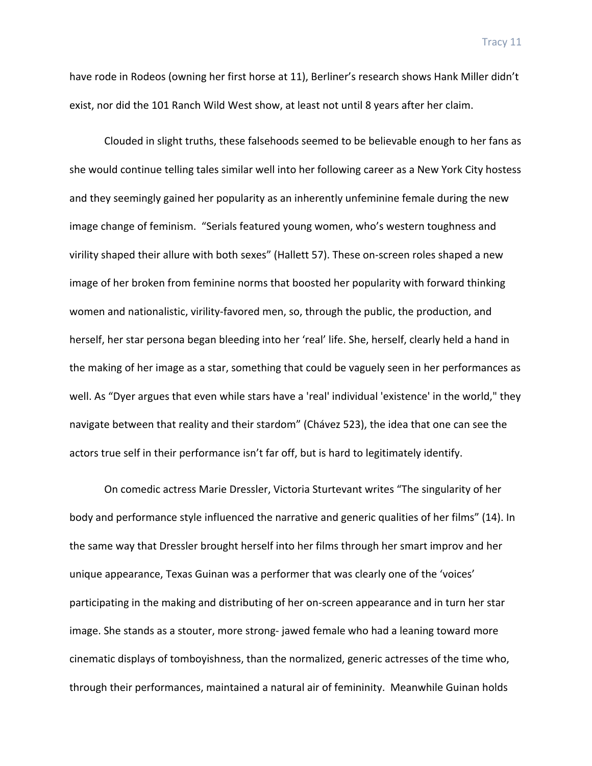have rode in Rodeos (owning her first horse at 11), Berliner's research shows Hank Miller didn't exist, nor did the 101 Ranch Wild West show, at least not until 8 years after her claim.

Clouded in slight truths, these falsehoods seemed to be believable enough to her fans as she would continue telling tales similar well into her following career as a New York City hostess and they seemingly gained her popularity as an inherently unfeminine female during the new image change of feminism. "Serials featured young women, who's western toughness and virility shaped their allure with both sexes" (Hallett 57). These on-screen roles shaped a new image of her broken from feminine norms that boosted her popularity with forward thinking women and nationalistic, virility-favored men, so, through the public, the production, and herself, her star persona began bleeding into her 'real' life. She, herself, clearly held a hand in the making of her image as a star, something that could be vaguely seen in her performances as well. As "Dyer argues that even while stars have a 'real' individual 'existence' in the world," they navigate between that reality and their stardom" (Chávez 523), the idea that one can see the actors true self in their performance isn't far off, but is hard to legitimately identify.

On comedic actress Marie Dressler, Victoria Sturtevant writes "The singularity of her body and performance style influenced the narrative and generic qualities of her films" (14). In the same way that Dressler brought herself into her films through her smart improv and her unique appearance, Texas Guinan was a performer that was clearly one of the 'voices' participating in the making and distributing of her on-screen appearance and in turn her star image. She stands as a stouter, more strong- jawed female who had a leaning toward more cinematic displays of tomboyishness, than the normalized, generic actresses of the time who, through their performances, maintained a natural air of femininity. Meanwhile Guinan holds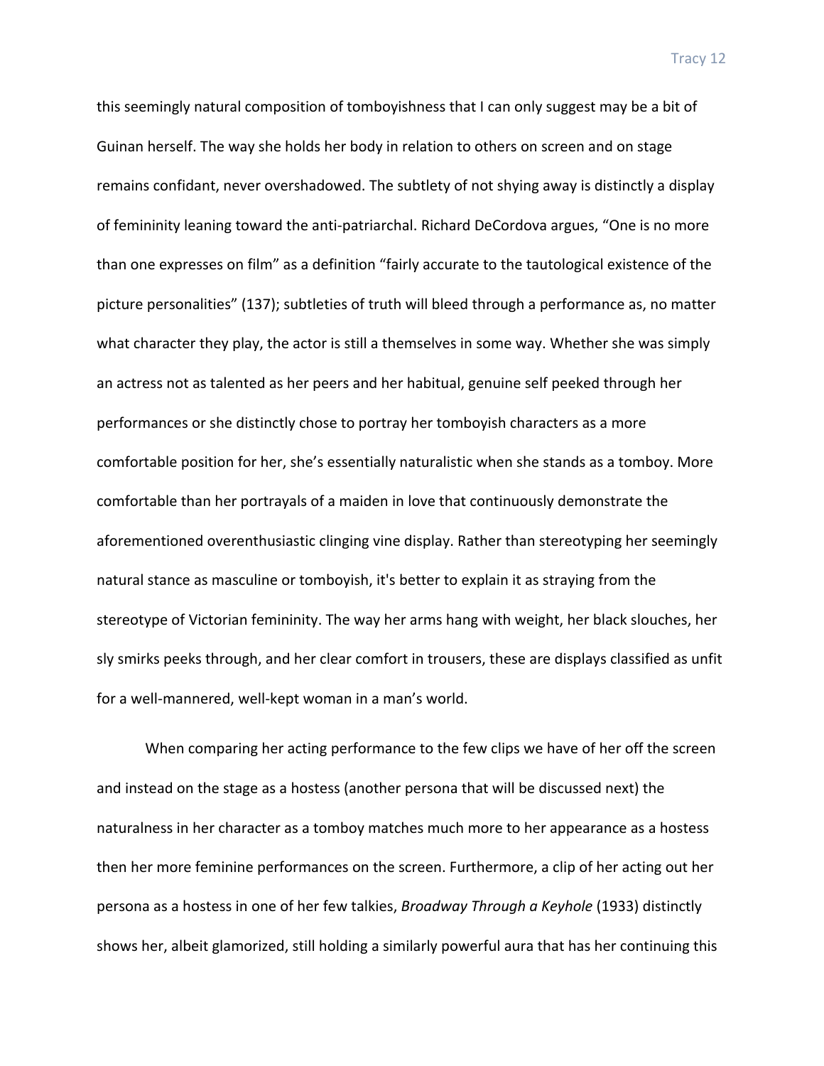this seemingly natural composition of tomboyishness that I can only suggest may be a bit of Guinan herself. The way she holds her body in relation to others on screen and on stage remains confidant, never overshadowed. The subtlety of not shying away is distinctly a display of femininity leaning toward the anti-patriarchal. Richard DeCordova argues, "One is no more than one expresses on film" as a definition "fairly accurate to the tautological existence of the picture personalities" (137); subtleties of truth will bleed through a performance as, no matter what character they play, the actor is still a themselves in some way. Whether she was simply an actress not as talented as her peers and her habitual, genuine self peeked through her performances or she distinctly chose to portray her tomboyish characters as a more comfortable position for her, she's essentially naturalistic when she stands as a tomboy. More comfortable than her portrayals of a maiden in love that continuously demonstrate the aforementioned overenthusiastic clinging vine display. Rather than stereotyping her seemingly natural stance as masculine or tomboyish, it's better to explain it as straying from the stereotype of Victorian femininity. The way her arms hang with weight, her black slouches, her sly smirks peeks through, and her clear comfort in trousers, these are displays classified as unfit for a well-mannered, well-kept woman in a man's world.

When comparing her acting performance to the few clips we have of her off the screen and instead on the stage as a hostess (another persona that will be discussed next) the naturalness in her character as a tomboy matches much more to her appearance as a hostess then her more feminine performances on the screen. Furthermore, a clip of her acting out her persona as a hostess in one of her few talkies, *Broadway Through a Keyhole* (1933) distinctly shows her, albeit glamorized, still holding a similarly powerful aura that has her continuing this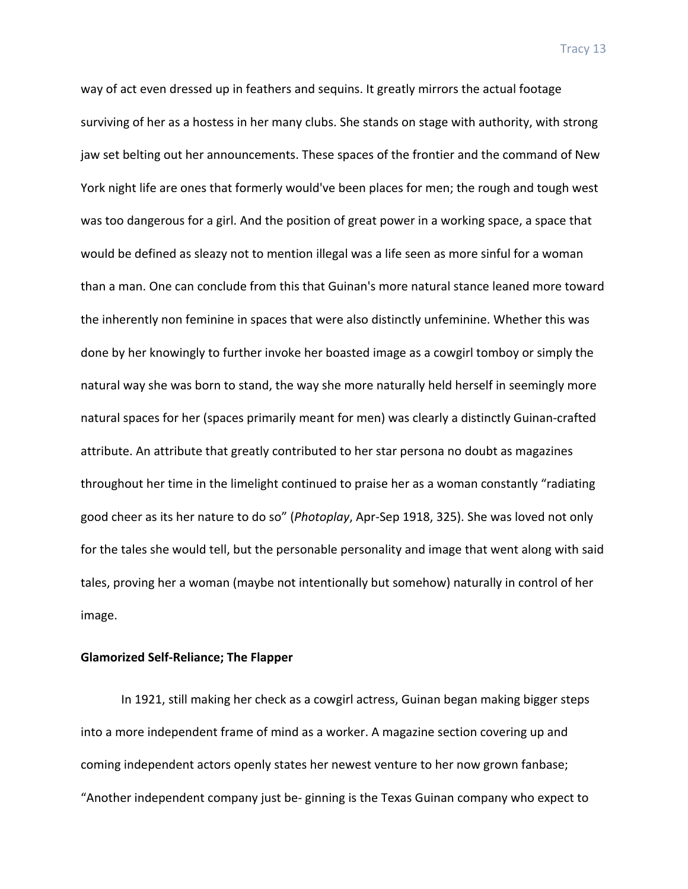way of act even dressed up in feathers and sequins. It greatly mirrors the actual footage surviving of her as a hostess in her many clubs. She stands on stage with authority, with strong jaw set belting out her announcements. These spaces of the frontier and the command of New York night life are ones that formerly would've been places for men; the rough and tough west was too dangerous for a girl. And the position of great power in a working space, a space that would be defined as sleazy not to mention illegal was a life seen as more sinful for a woman than a man. One can conclude from this that Guinan's more natural stance leaned more toward the inherently non feminine in spaces that were also distinctly unfeminine. Whether this was done by her knowingly to further invoke her boasted image as a cowgirl tomboy or simply the natural way she was born to stand, the way she more naturally held herself in seemingly more natural spaces for her (spaces primarily meant for men) was clearly a distinctly Guinan-crafted attribute. An attribute that greatly contributed to her star persona no doubt as magazines throughout her time in the limelight continued to praise her as a woman constantly "radiating good cheer as its her nature to do so" (*Photoplay*, Apr-Sep 1918, 325). She was loved not only for the tales she would tell, but the personable personality and image that went along with said tales, proving her a woman (maybe not intentionally but somehow) naturally in control of her image.

**Glamorized Self-Reliance; The Flapper**

In 1921, still making her check as a cowgirl actress, Guinan began making bigger steps into a more independent frame of mind as a worker. A magazine section covering up and coming independent actors openly states her newest venture to her now grown fanbase; "Another independent company just be- ginning is the Texas Guinan company who expect to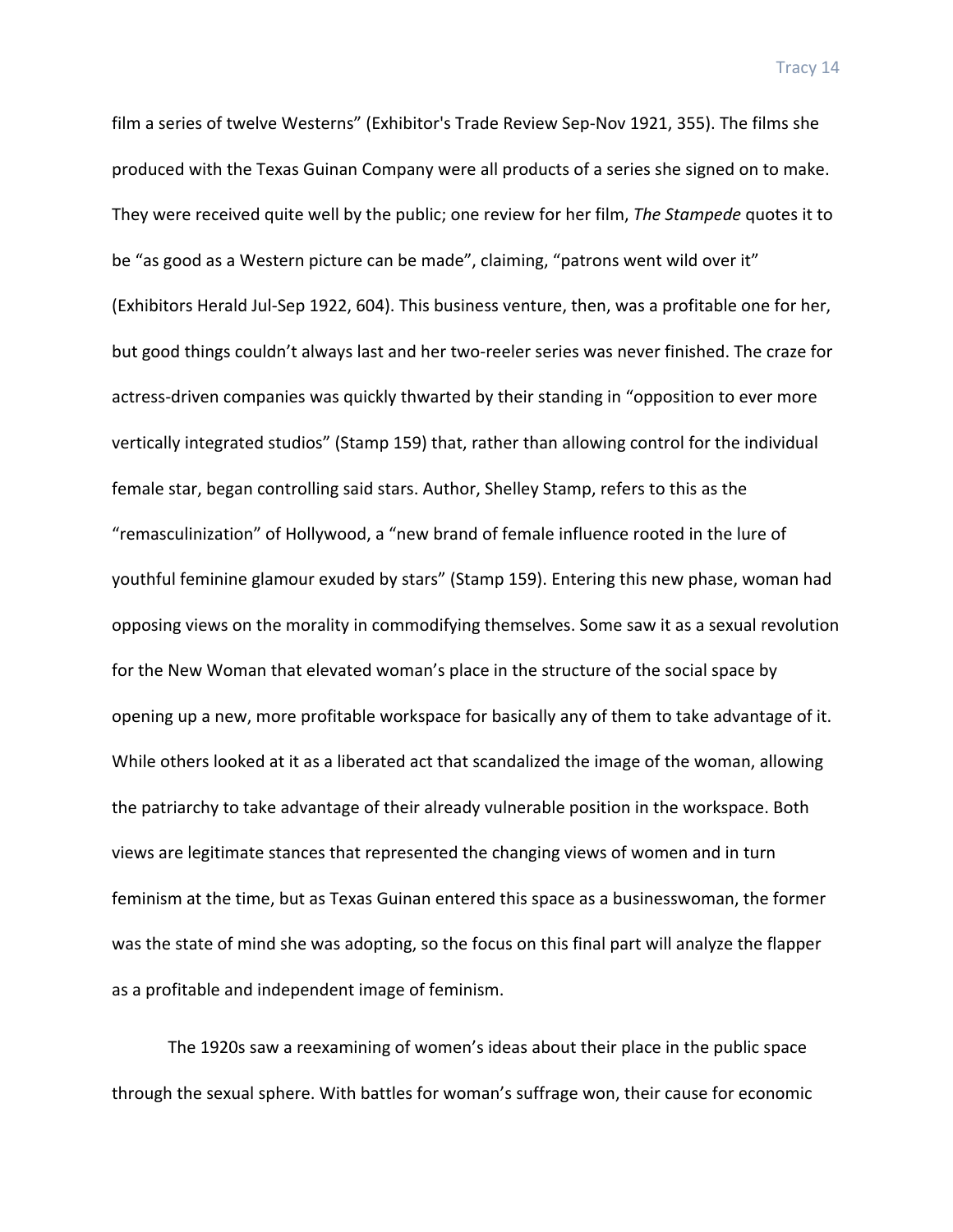film a series of twelve Westerns" (Exhibitor's Trade Review Sep-Nov 1921, 355). The films she produced with the Texas Guinan Company were all products of a series she signed on to make. They were received quite well by the public; one review for her film, *The Stampede* quotes it to be "as good as a Western picture can be made", claiming, "patrons went wild over it" (Exhibitors Herald Jul-Sep 1922, 604). This business venture, then, was a profitable one for her, but good things couldn't always last and her two-reeler series was never finished. The craze for actress-driven companies was quickly thwarted by their standing in "opposition to ever more vertically integrated studios" (Stamp 159) that, rather than allowing control for the individual female star, began controlling said stars. Author, Shelley Stamp, refers to this as the "remasculinization" of Hollywood, a "new brand of female influence rooted in the lure of youthful feminine glamour exuded by stars" (Stamp 159). Entering this new phase, woman had opposing views on the morality in commodifying themselves. Some saw it as a sexual revolution for the New Woman that elevated woman's place in the structure of the social space by opening up a new, more profitable workspace for basically any of them to take advantage of it. While others looked at it as a liberated act that scandalized the image of the woman, allowing the patriarchy to take advantage of their already vulnerable position in the workspace. Both views are legitimate stances that represented the changing views of women and in turn feminism at the time, but as Texas Guinan entered this space as a businesswoman, the former was the state of mind she was adopting, so the focus on this final part will analyze the flapper as a profitable and independent image of feminism.

The 1920s saw a reexamining of women's ideas about their place in the public space through the sexual sphere. With battles for woman's suffrage won, their cause for economic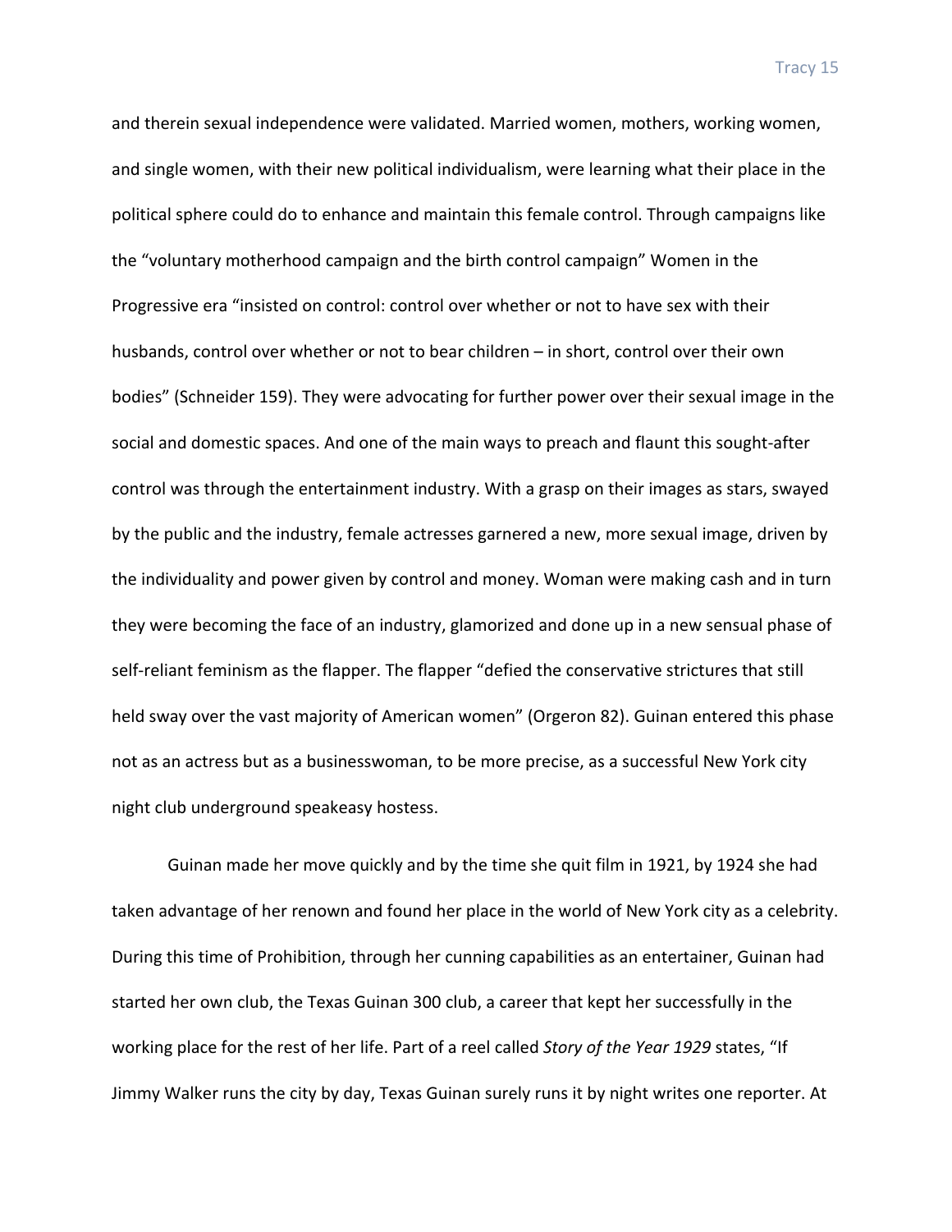and therein sexual independence were validated. Married women, mothers, working women, and single women, with their new political individualism, were learning what their place in the political sphere could do to enhance and maintain this female control. Through campaigns like the "voluntary motherhood campaign and the birth control campaign" Women in the Progressive era "insisted on control: control over whether or not to have sex with their husbands, control over whether or not to bear children – in short, control over their own bodies" (Schneider 159). They were advocating for further power over their sexual image in the social and domestic spaces. And one of the main ways to preach and flaunt this sought-after control was through the entertainment industry. With a grasp on their images as stars, swayed by the public and the industry, female actresses garnered a new, more sexual image, driven by the individuality and power given by control and money. Woman were making cash and in turn they were becoming the face of an industry, glamorized and done up in a new sensual phase of self-reliant feminism as the flapper. The flapper "defied the conservative strictures that still held sway over the vast majority of American women" (Orgeron 82). Guinan entered this phase not as an actress but as a businesswoman, to be more precise, as a successful New York city night club underground speakeasy hostess.

Guinan made her move quickly and by the time she quit film in 1921, by 1924 she had taken advantage of her renown and found her place in the world of New York city as a celebrity. During this time of Prohibition, through her cunning capabilities as an entertainer, Guinan had started her own club, the Texas Guinan 300 club, a career that kept her successfully in the working place for the rest of her life. Part of a reel called *Story of the Year 1929* states, "If Jimmy Walker runs the city by day, Texas Guinan surely runs it by night writes one reporter. At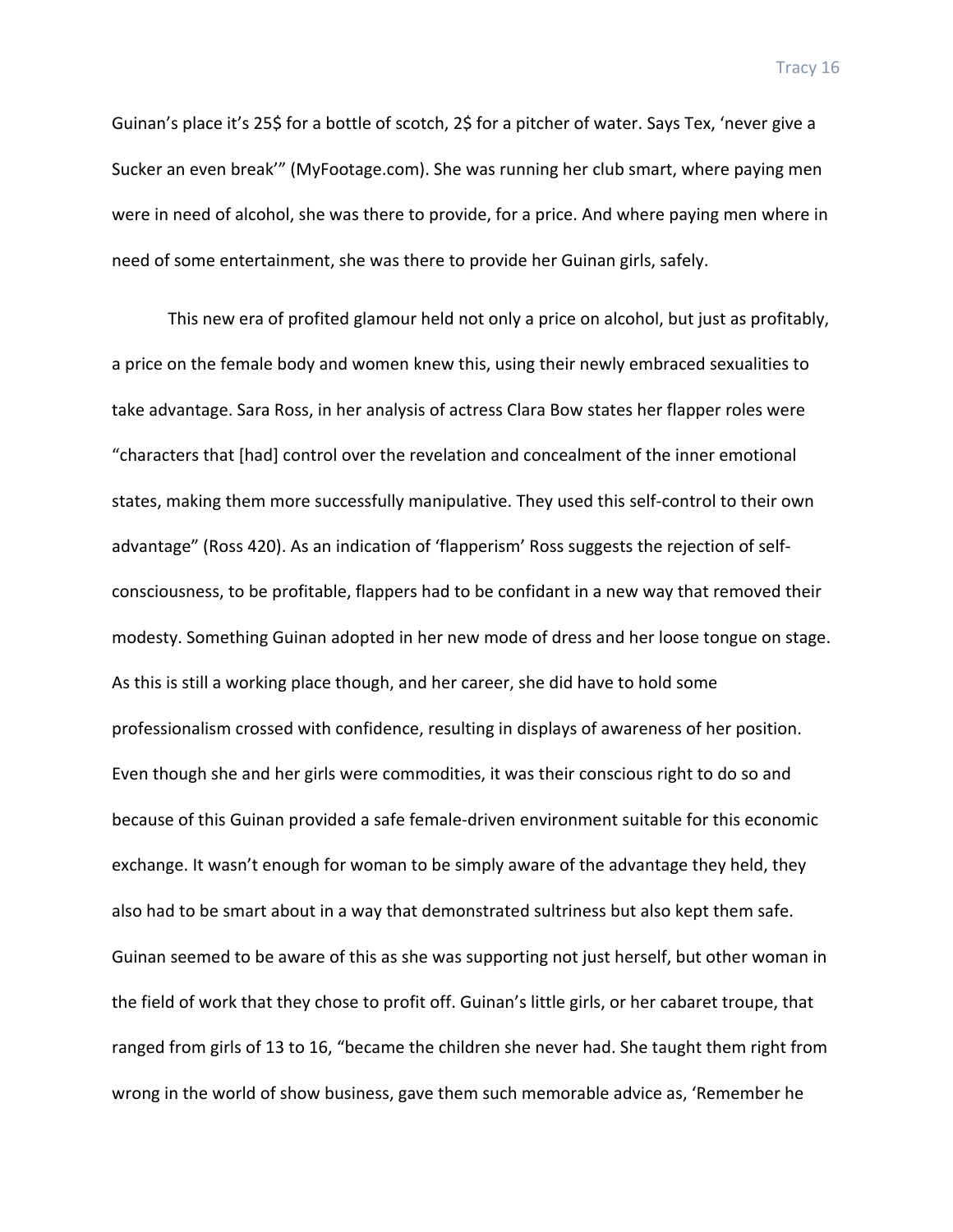Guinan's place it's 25$ for a bottle of scotch, 2$ for a pitcher of water. Says Tex, 'never give a Sucker an even break'" (MyFootage.com). She was running her club smart, where paying men were in need of alcohol, she was there to provide, for a price. And where paying men where in need of some entertainment, she was there to provide her Guinan girls, safely.

This new era of profited glamour held not only a price on alcohol, but just as profitably, a price on the female body and women knew this, using their newly embraced sexualities to take advantage. Sara Ross, in her analysis of actress Clara Bow states her flapper roles were "characters that [had] control over the revelation and concealment of the inner emotional states, making them more successfully manipulative. They used this self-control to their own advantage" (Ross 420). As an indication of 'flapperism' Ross suggests the rejection of self-consciousness, to be profitable, flappers had to be confidant in a new way that removed their modesty. Something Guinan adopted in her new mode of dress and her loose tongue on stage. As this is still a working place though, and her career, she did have to hold some professionalism crossed with confidence, resulting in displays of awareness of her position. Even though she and her girls were commodities, it was their conscious right to do so and because of this Guinan provided a safe female-driven environment suitable for this economic exchange. It wasn't enough for woman to be simply aware of the advantage they held, they also had to be smart about in a way that demonstrated sultriness but also kept them safe. Guinan seemed to be aware of this as she was supporting not just herself, but other woman in the field of work that they chose to profit off. Guinan's little girls, or her cabaret troupe, that ranged from girls of 13 to 16, "became the children she never had. She taught them right from wrong in the world of show business, gave them such memorable advice as, 'Remember he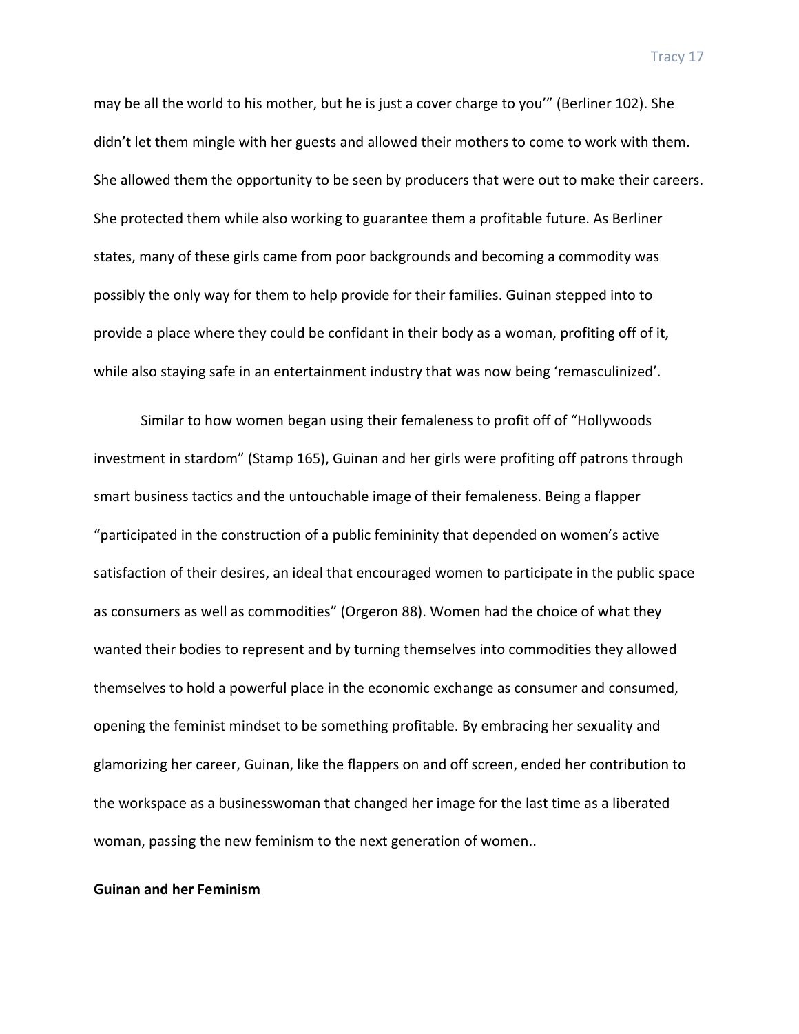may be all the world to his mother, but he is just a cover charge to you'" (Berliner 102). She didn't let them mingle with her guests and allowed their mothers to come to work with them. She allowed them the opportunity to be seen by producers that were out to make their careers. She protected them while also working to guarantee them a profitable future. As Berliner states, many of these girls came from poor backgrounds and becoming a commodity was possibly the only way for them to help provide for their families. Guinan stepped into to provide a place where they could be confidant in their body as a woman, profiting off of it, while also staying safe in an entertainment industry that was now being 'remasculinized'.

Similar to how women began using their femaleness to profit off of "Hollywoods investment in stardom" (Stamp 165), Guinan and her girls were profiting off patrons through smart business tactics and the untouchable image of their femaleness. Being a flapper "participated in the construction of a public femininity that depended on women's active satisfaction of their desires, an ideal that encouraged women to participate in the public space as consumers as well as commodities" (Orgeron 88). Women had the choice of what they wanted their bodies to represent and by turning themselves into commodities they allowed themselves to hold a powerful place in the economic exchange as consumer and consumed, opening the feminist mindset to be something profitable. By embracing her sexuality and glamorizing her career, Guinan, like the flappers on and off screen, ended her contribution to the workspace as a businesswoman that changed her image for the last time as a liberated woman, passing the new feminism to the next generation of women..

**Guinan and her Feminism**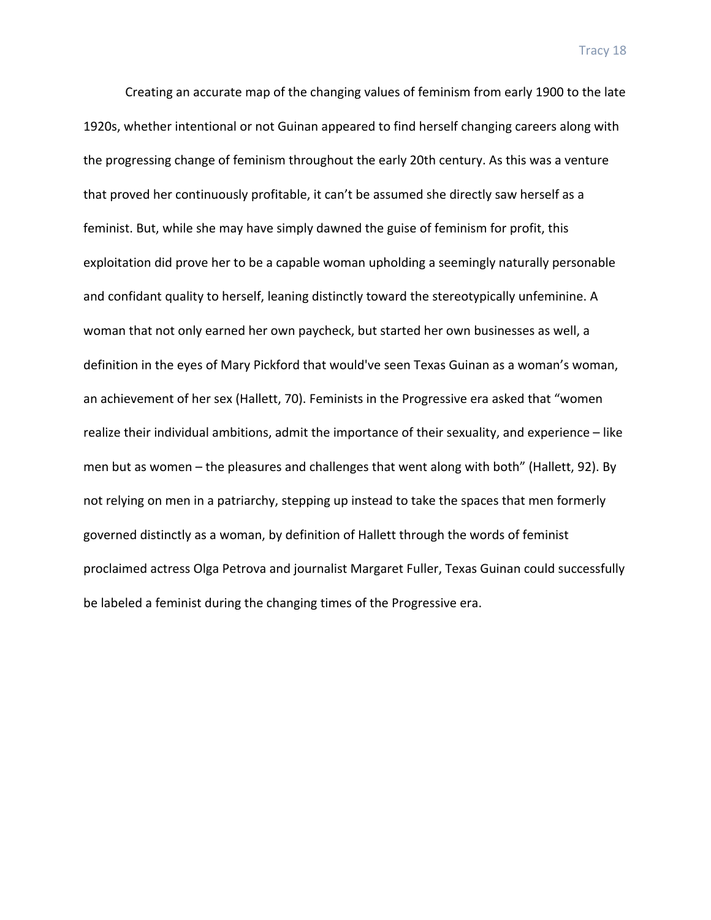Creating an accurate map of the changing values of feminism from early 1900 to the late 1920s, whether intentional or not Guinan appeared to find herself changing careers along with the progressing change of feminism throughout the early 20th century. As this was a venture that proved her continuously profitable, it can't be assumed she directly saw herself as a feminist. But, while she may have simply dawned the guise of feminism for profit, this exploitation did prove her to be a capable woman upholding a seemingly naturally personable and confidant quality to herself, leaning distinctly toward the stereotypically unfeminine. A woman that not only earned her own paycheck, but started her own businesses as well, a definition in the eyes of Mary Pickford that would've seen Texas Guinan as a woman's woman, an achievement of her sex (Hallett, 70). Feminists in the Progressive era asked that "women realize their individual ambitions, admit the importance of their sexuality, and experience – like men but as women – the pleasures and challenges that went along with both" (Hallett, 92). By not relying on men in a patriarchy, stepping up instead to take the spaces that men formerly governed distinctly as a woman, by definition of Hallett through the words of feminist proclaimed actress Olga Petrova and journalist Margaret Fuller, Texas Guinan could successfully be labeled a feminist during the changing times of the Progressive era.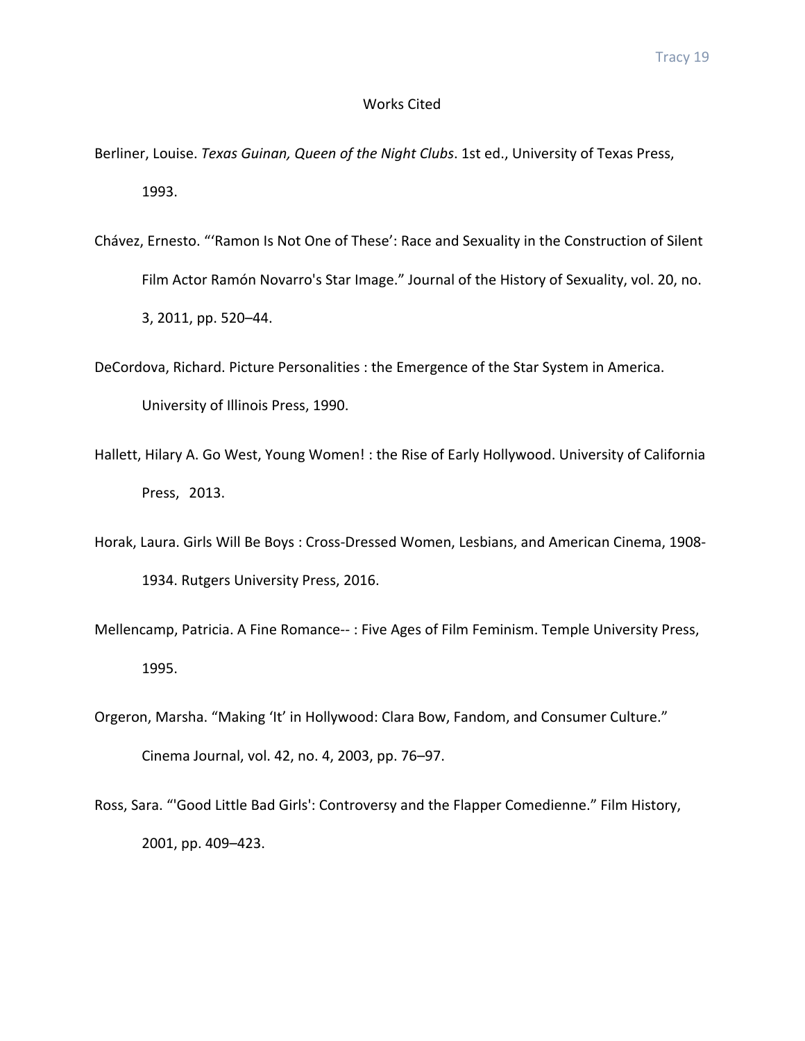# Works Cited

Berliner, Louise. *Texas Guinan, Queen of the Night Clubs*. 1st ed., University of Texas Press, 1993.

Chávez, Ernesto. "'Ramon Is Not One of These': Race and Sexuality in the Construction of Silent Film Actor Ramón Novarro's Star Image." Journal of the History of Sexuality, vol. 20, no. 3, 2011, pp. 520–44.

DeCordova, Richard. Picture Personalities : the Emergence of the Star System in America. University of Illinois Press, 1990.

Hallett, Hilary A. Go West, Young Women! : the Rise of Early Hollywood. University of California Press, 2013.

Horak, Laura. Girls Will Be Boys : Cross-Dressed Women, Lesbians, and American Cinema, 1908-1934. Rutgers University Press, 2016.

Mellencamp, Patricia. A Fine Romance-- : Five Ages of Film Feminism. Temple University Press, 1995.

Orgeron, Marsha. "Making 'It' in Hollywood: Clara Bow, Fandom, and Consumer Culture." Cinema Journal, vol. 42, no. 4, 2003, pp. 76–97.

Ross, Sara. "'Good Little Bad Girls': Controversy and the Flapper Comedienne." Film History, 2001, pp. 409–423.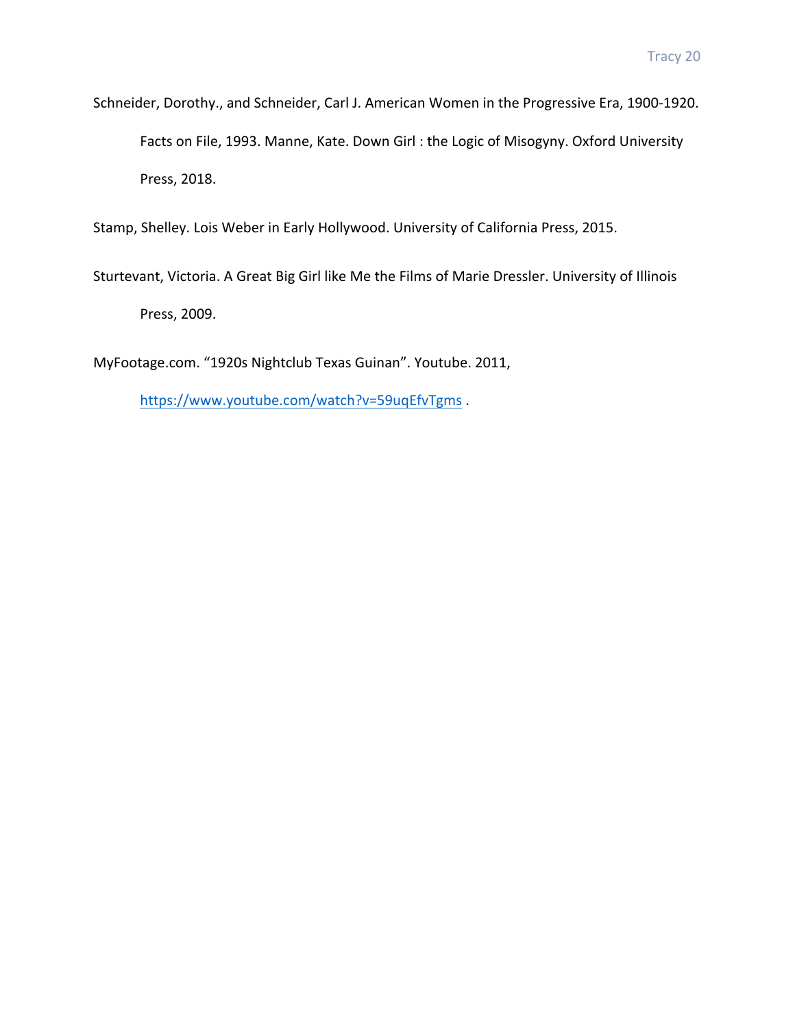Schneider, Dorothy., and Schneider, Carl J. American Women in the Progressive Era, 1900-1920. Facts on File, 1993. Manne, Kate. Down Girl : the Logic of Misogyny. Oxford University Press, 2018.

Stamp, Shelley. Lois Weber in Early Hollywood. University of California Press, 2015.

Sturtevant, Victoria. A Great Big Girl like Me the Films of Marie Dressler. University of Illinois Press, 2009.

MyFootage.com. "1920s Nightclub Texas Guinan". Youtube. 2011, https://www.youtube.com/watch?v=59uqEfvTgms .